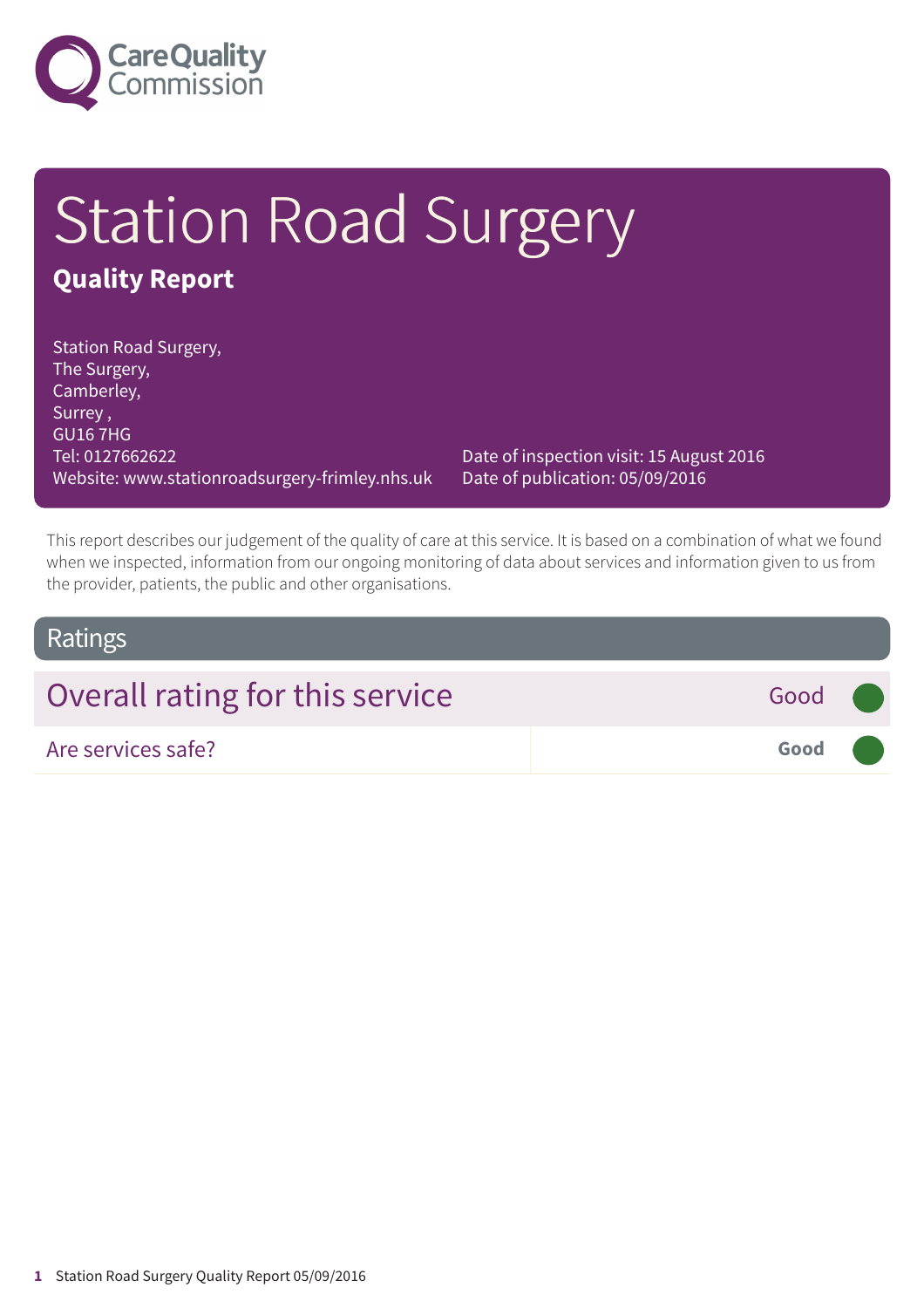Care Quality Commission

# Station Road Surgery

## Quality Report

Station Road Surgery,
The Surgery,
Camberley,
Surrey ,
GU16 7HG
Tel: 0127662622
Website: www.stationroadsurgery-frimley.nhs.uk

Date of inspection visit: 15 August 2016
Date of publication: 05/09/2016

This report describes our judgement of the quality of care at this service. It is based on a combination of what we found when we inspected, information from our ongoing monitoring of data about services and information given to us from the provider, patients, the public and other organisations.

## Ratings

| Overall rating for this service | Good |
| --- | --- |
| Are services safe? | **Good** |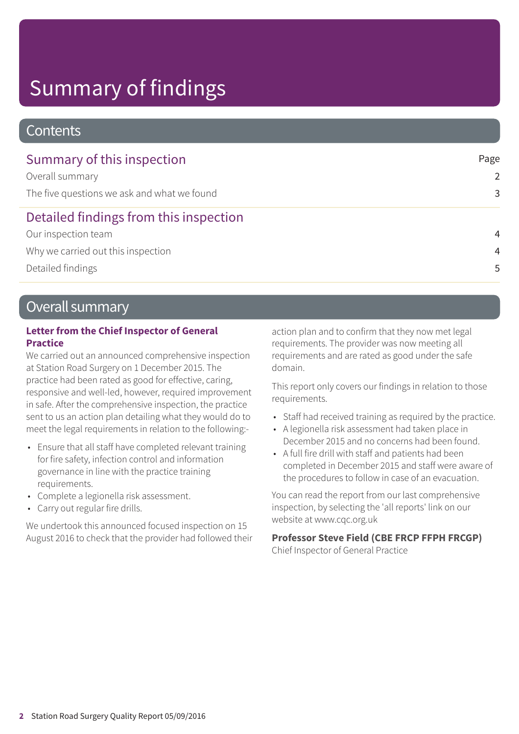# Summary of findings

## Contents

| Summary of this inspection | Page |
|---|---|
| Overall summary | 2 |
| The five questions we ask and what we found | 3 |
| **Detailed findings from this inspection** | |
| Our inspection team | 4 |
| Why we carried out this inspection | 4 |
| Detailed findings | 5 |

## Overall summary

### Letter from the Chief Inspector of General Practice

We carried out an announced comprehensive inspection at Station Road Surgery on 1 December 2015. The practice had been rated as good for effective, caring, responsive and well-led, however, required improvement in safe. After the comprehensive inspection, the practice sent to us an action plan detailing what they would do to meet the legal requirements in relation to the following:-

- Ensure that all staff have completed relevant training for fire safety, infection control and information governance in line with the practice training requirements.
- Complete a legionella risk assessment.
- Carry out regular fire drills.

We undertook this announced focused inspection on 15 August 2016 to check that the provider had followed their action plan and to confirm that they now met legal requirements. The provider was now meeting all requirements and are rated as good under the safe domain.

This report only covers our findings in relation to those requirements.

- Staff had received training as required by the practice.
- A legionella risk assessment had taken place in December 2015 and no concerns had been found.
- A full fire drill with staff and patients had been completed in December 2015 and staff were aware of the procedures to follow in case of an evacuation.

You can read the report from our last comprehensive inspection, by selecting the 'all reports' link on our website at www.cqc.org.uk

**Professor Steve Field (CBE FRCP FFPH FRCGP)**
Chief Inspector of General Practice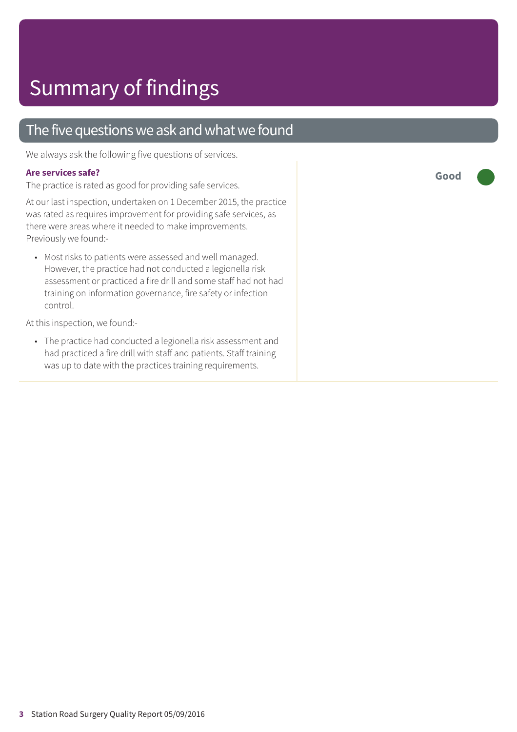# Summary of findings

## The five questions we ask and what we found

We always ask the following five questions of services.

**Are services safe?**

**Good**

The practice is rated as good for providing safe services.

At our last inspection, undertaken on 1 December 2015, the practice was rated as requires improvement for providing safe services, as there were areas where it needed to make improvements. Previously we found:-

- Most risks to patients were assessed and well managed. However, the practice had not conducted a legionella risk assessment or practiced a fire drill and some staff had not had training on information governance, fire safety or infection control.

At this inspection, we found:-

- The practice had conducted a legionella risk assessment and had practiced a fire drill with staff and patients. Staff training was up to date with the practices training requirements.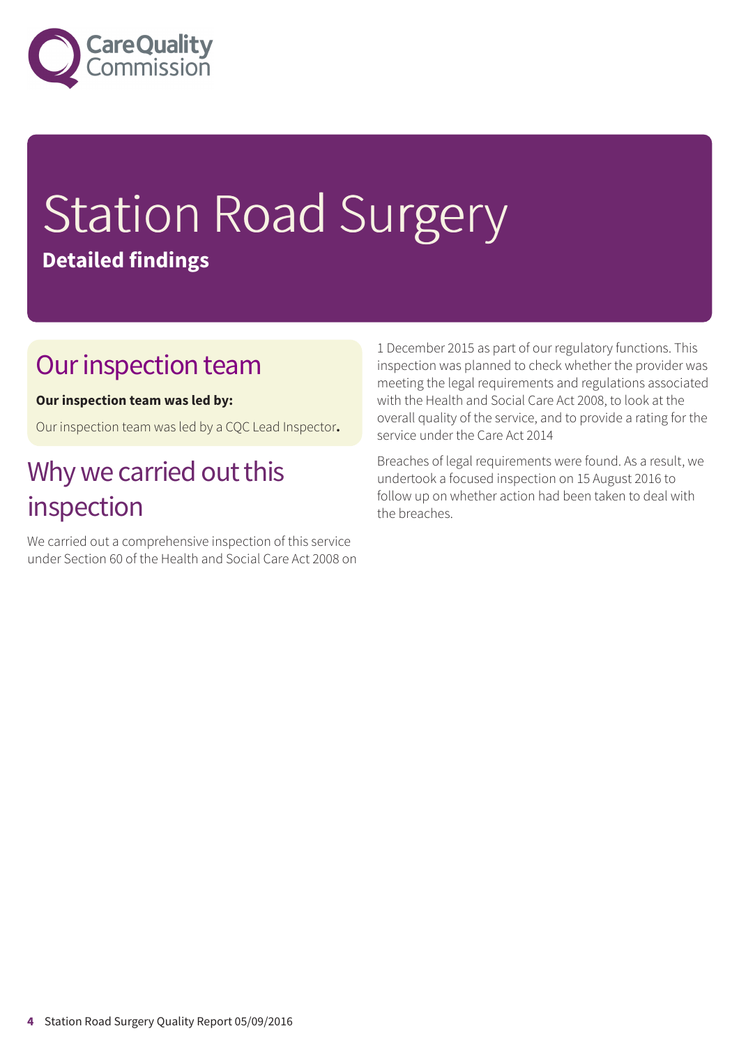# Station Road Surgery

**Detailed findings**

## Our inspection team

**Our inspection team was led by:**

Our inspection team was led by a CQC Lead Inspector.

## Why we carried out this inspection

We carried out a comprehensive inspection of this service under Section 60 of the Health and Social Care Act 2008 on 1 December 2015 as part of our regulatory functions. This inspection was planned to check whether the provider was meeting the legal requirements and regulations associated with the Health and Social Care Act 2008, to look at the overall quality of the service, and to provide a rating for the service under the Care Act 2014

Breaches of legal requirements were found. As a result, we undertook a focused inspection on 15 August 2016 to follow up on whether action had been taken to deal with the breaches.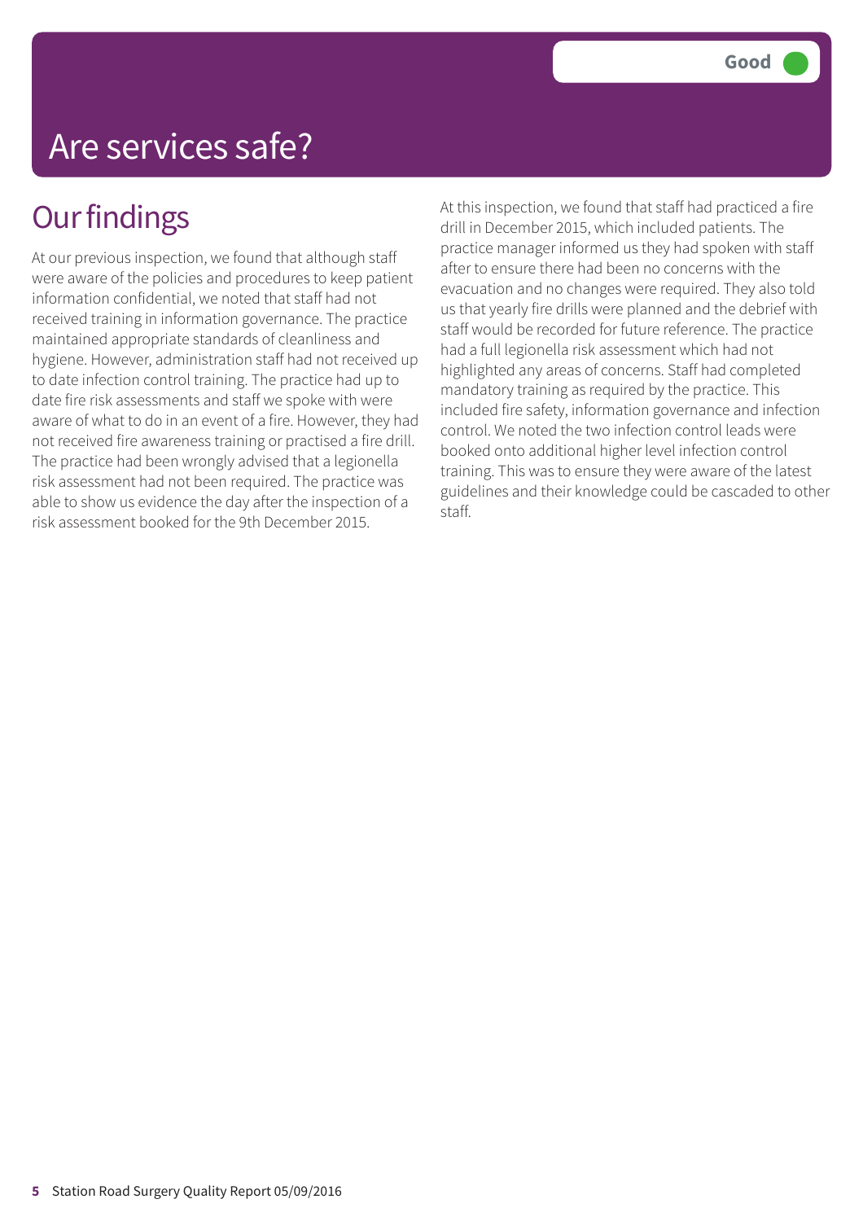Good

# Are services safe?

## Our findings

At our previous inspection, we found that although staff were aware of the policies and procedures to keep patient information confidential, we noted that staff had not received training in information governance. The practice maintained appropriate standards of cleanliness and hygiene. However, administration staff had not received up to date infection control training. The practice had up to date fire risk assessments and staff we spoke with were aware of what to do in an event of a fire. However, they had not received fire awareness training or practised a fire drill. The practice had been wrongly advised that a legionella risk assessment had not been required. The practice was able to show us evidence the day after the inspection of a risk assessment booked for the 9th December 2015.

At this inspection, we found that staff had practiced a fire drill in December 2015, which included patients. The practice manager informed us they had spoken with staff after to ensure there had been no concerns with the evacuation and no changes were required. They also told us that yearly fire drills were planned and the debrief with staff would be recorded for future reference. The practice had a full legionella risk assessment which had not highlighted any areas of concerns. Staff had completed mandatory training as required by the practice. This included fire safety, information governance and infection control. We noted the two infection control leads were booked onto additional higher level infection control training. This was to ensure they were aware of the latest guidelines and their knowledge could be cascaded to other staff.